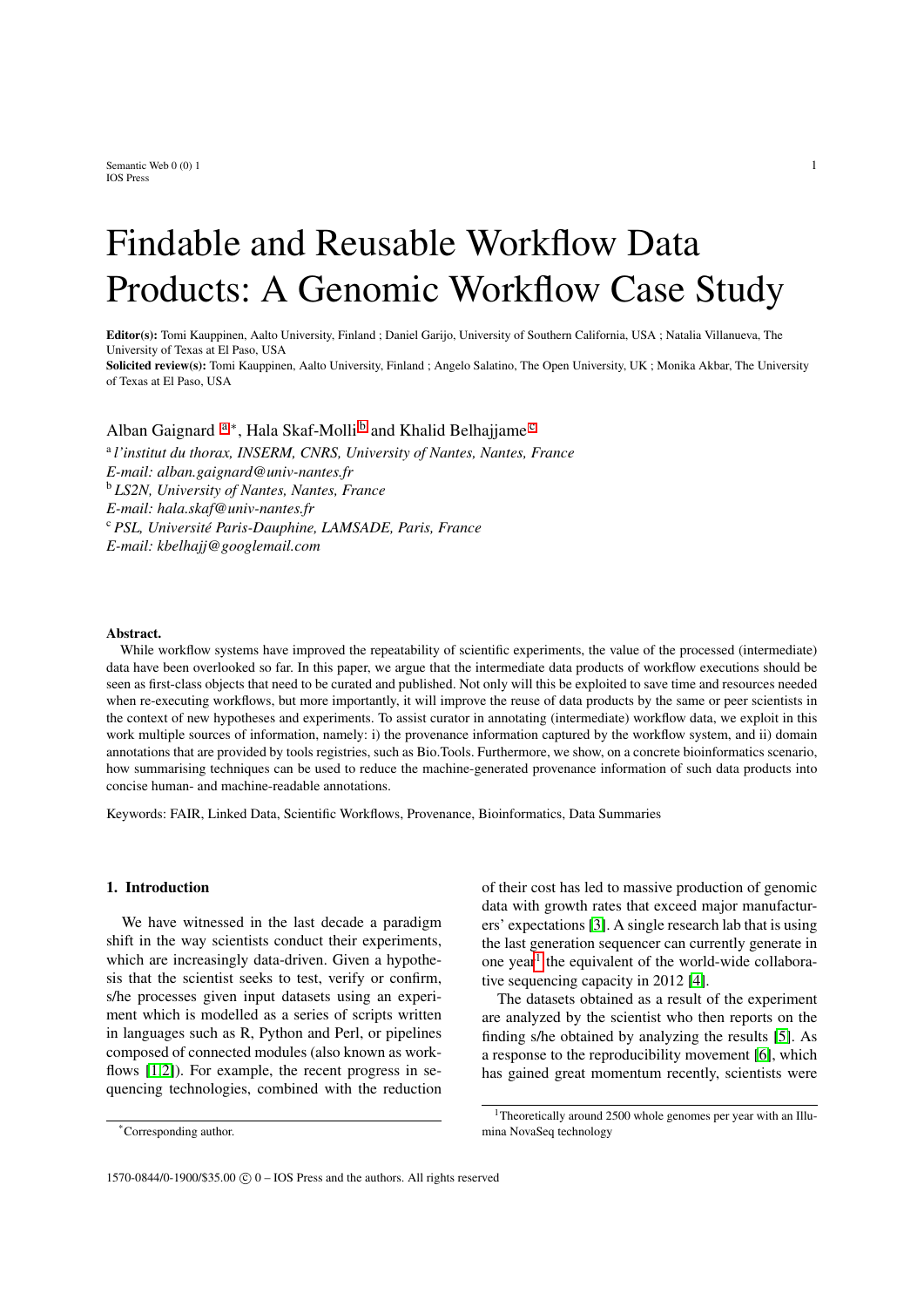# Findable and Reusable Workflow Data Products: A Genomic Workflow Case Study

**Editor(s):** Tomi Kauppinen, Aalto University, Finland ; Daniel Garijo, University of Southern California, USA ; Natalia Villanueva, The University of Texas at El Paso, USA

**Solicited review(s):** Tomi Kauppinen, Aalto University, Finland ; Angelo Salatino, The Open University, UK ; Monika Akbar, The University of Texas at El Paso, USA

Alban Gaignard [a]*, Hala Skaf-Molli [b] and Khalid Belhajjame [c]

[a] *l'institut du thorax, INSERM, CNRS, University of Nantes, Nantes, France*
*E-mail: alban.gaignard@univ-nantes.fr*
[b] *LS2N, University of Nantes, Nantes, France*
*E-mail: hala.skaf@univ-nantes.fr*
[c] *PSL, Université Paris-Dauphine, LAMSADE, Paris, France*
*E-mail: kbelhajj@googlemail.com*

**Abstract.**
While workflow systems have improved the repeatability of scientific experiments, the value of the processed (intermediate) data have been overlooked so far. In this paper, we argue that the intermediate data products of workflow executions should be seen as first-class objects that need to be curated and published. Not only will this be exploited to save time and resources needed when re-executing workflows, but more importantly, it will improve the reuse of data products by the same or peer scientists in the context of new hypotheses and experiments. To assist curator in annotating (intermediate) workflow data, we exploit in this work multiple sources of information, namely: i) the provenance information captured by the workflow system, and ii) domain annotations that are provided by tools registries, such as Bio.Tools. Furthermore, we show, on a concrete bioinformatics scenario, how summarising techniques can be used to reduce the machine-generated provenance information of such data products into concise human- and machine-readable annotations.

Keywords: FAIR, Linked Data, Scientific Workflows, Provenance, Bioinformatics, Data Summaries

## 1. Introduction

We have witnessed in the last decade a paradigm shift in the way scientists conduct their experiments, which are increasingly data-driven. Given a hypothesis that the scientist seeks to test, verify or confirm, s/he processes given input datasets using an experiment which is modelled as a series of scripts written in languages such as R, Python and Perl, or pipelines composed of connected modules (also known as workflows [1,2]). For example, the recent progress in sequencing technologies, combined with the reduction of their cost has led to massive production of genomic data with growth rates that exceed major manufacturers' expectations [3]. A single research lab that is using the last generation sequencer can currently generate in one year[1] the equivalent of the world-wide collaborative sequencing capacity in 2012 [4].

The datasets obtained as a result of the experiment are analyzed by the scientist who then reports on the finding s/he obtained by analyzing the results [5]. As a response to the reproducibility movement [6], which has gained great momentum recently, scientists were

*Corresponding author.

[1] Theoretically around 2500 whole genomes per year with an Illumina NovaSeq technology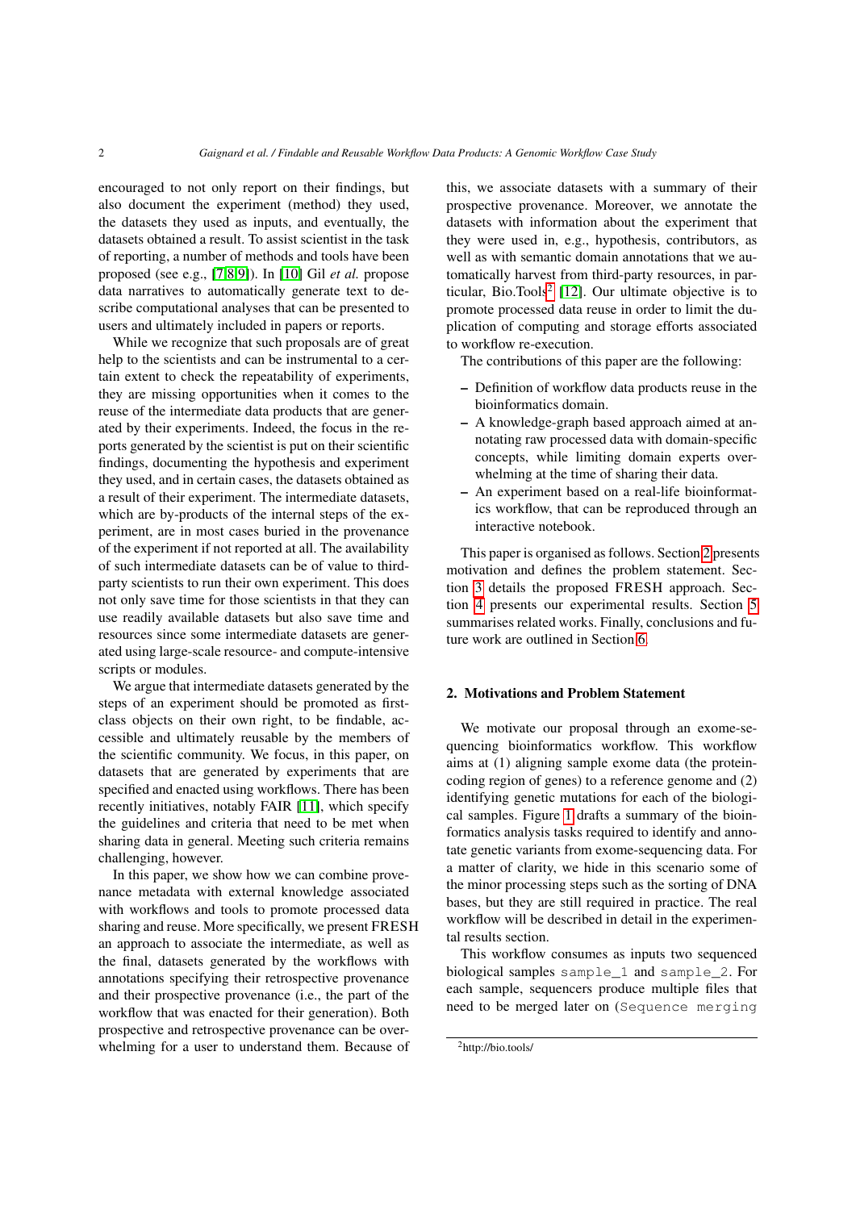encouraged to not only report on their findings, but also document the experiment (method) they used, the datasets they used as inputs, and eventually, the datasets obtained a result. To assist scientist in the task of reporting, a number of methods and tools have been proposed (see e.g., [7,8,9]). In [10] Gil *et al.* propose data narratives to automatically generate text to describe computational analyses that can be presented to users and ultimately included in papers or reports.

While we recognize that such proposals are of great help to the scientists and can be instrumental to a certain extent to check the repeatability of experiments, they are missing opportunities when it comes to the reuse of the intermediate data products that are generated by their experiments. Indeed, the focus in the reports generated by the scientist is put on their scientific findings, documenting the hypothesis and experiment they used, and in certain cases, the datasets obtained as a result of their experiment. The intermediate datasets, which are by-products of the internal steps of the experiment, are in most cases buried in the provenance of the experiment if not reported at all. The availability of such intermediate datasets can be of value to third-party scientists to run their own experiment. This does not only save time for those scientists in that they can use readily available datasets but also save time and resources since some intermediate datasets are generated using large-scale resource- and compute-intensive scripts or modules.

We argue that intermediate datasets generated by the steps of an experiment should be promoted as first-class objects on their own right, to be findable, accessible and ultimately reusable by the members of the scientific community. We focus, in this paper, on datasets that are generated by experiments that are specified and enacted using workflows. There has been recently initiatives, notably FAIR [11], which specify the guidelines and criteria that need to be met when sharing data in general. Meeting such criteria remains challenging, however.

In this paper, we show how we can combine provenance metadata with external knowledge associated with workflows and tools to promote processed data sharing and reuse. More specifically, we present FRESH an approach to associate the intermediate, as well as the final, datasets generated by the workflows with annotations specifying their retrospective provenance and their prospective provenance (i.e., the part of the workflow that was enacted for their generation). Both prospective and retrospective provenance can be overwhelming for a user to understand them. Because of this, we associate datasets with a summary of their prospective provenance. Moreover, we annotate the datasets with information about the experiment that they were used in, e.g., hypothesis, contributors, as well as with semantic domain annotations that we automatically harvest from third-party resources, in particular, Bio.Tools[2] [12]. Our ultimate objective is to promote processed data reuse in order to limit the duplication of computing and storage efforts associated to workflow re-execution.

The contributions of this paper are the following:

- Definition of workflow data products reuse in the bioinformatics domain.
- A knowledge-graph based approach aimed at annotating raw processed data with domain-specific concepts, while limiting domain experts overwhelming at the time of sharing their data.
- An experiment based on a real-life bioinformatics workflow, that can be reproduced through an interactive notebook.

This paper is organised as follows. Section 2 presents motivation and defines the problem statement. Section 3 details the proposed FRESH approach. Section 4 presents our experimental results. Section 5 summarises related works. Finally, conclusions and future work are outlined in Section 6.

## 2. Motivations and Problem Statement

We motivate our proposal through an exome-sequencing bioinformatics workflow. This workflow aims at (1) aligning sample exome data (the protein-coding region of genes) to a reference genome and (2) identifying genetic mutations for each of the biological samples. Figure 1 drafts a summary of the bioinformatics analysis tasks required to identify and annotate genetic variants from exome-sequencing data. For a matter of clarity, we hide in this scenario some of the minor processing steps such as the sorting of DNA bases, but they are still required in practice. The real workflow will be described in detail in the experimental results section.

This workflow consumes as inputs two sequenced biological samples `sample_1` and `sample_2`. For each sample, sequencers produce multiple files that need to be merged later on (`Sequence merging`

[2] http://bio.tools/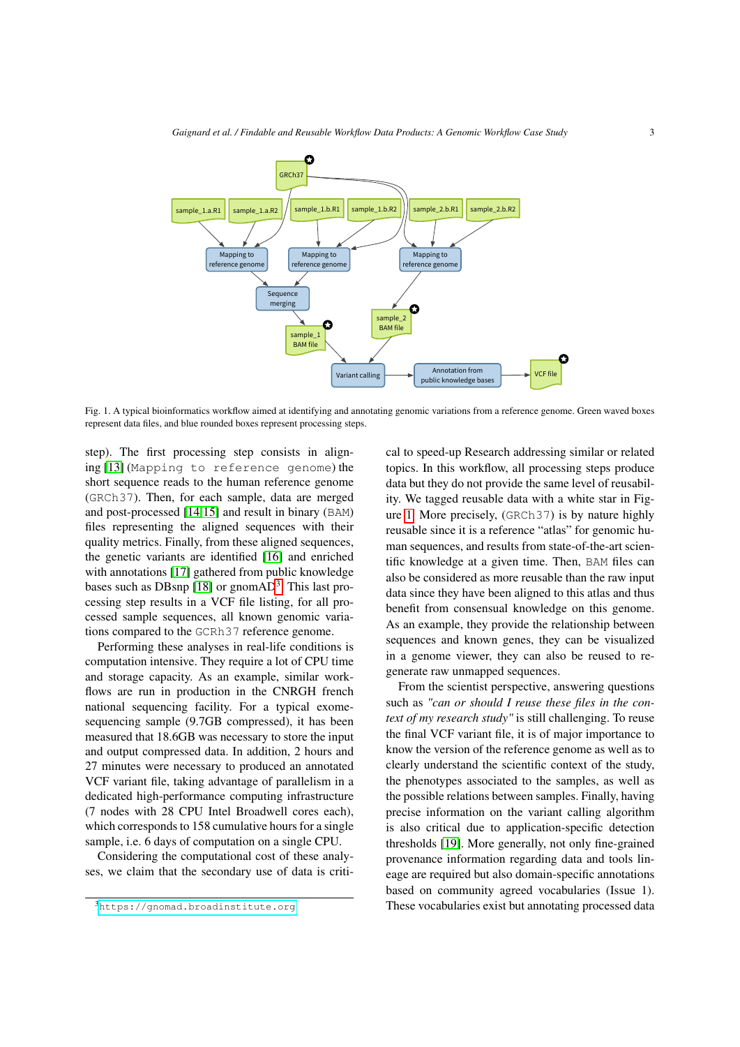Fig. 1. A typical bioinformatics workflow aimed at identifying and annotating genomic variations from a reference genome. Green waved boxes represent data files, and blue rounded boxes represent processing steps.

step). The first processing step consists in aligning [13] (`Mapping to reference genome`) the short sequence reads to the human reference genome (`GRCh37`). Then, for each sample, data are merged and post-processed [14,15] and result in binary (`BAM`) files representing the aligned sequences with their quality metrics. Finally, from these aligned sequences, the genetic variants are identified [16] and enriched with annotations [17] gathered from public knowledge bases such as DBsnp [18] or gnomAD[3]. This last processing step results in a VCF file listing, for all processed sample sequences, all known genomic variations compared to the `GCRh37` reference genome.

Performing these analyses in real-life conditions is computation intensive. They require a lot of CPU time and storage capacity. As an example, similar workflows are run in production in the CNRGH french national sequencing facility. For a typical exome-sequencing sample (9.7GB compressed), it has been measured that 18.6GB was necessary to store the input and output compressed data. In addition, 2 hours and 27 minutes were necessary to produced an annotated VCF variant file, taking advantage of parallelism in a dedicated high-performance computing infrastructure (7 nodes with 28 CPU Intel Broadwell cores each), which corresponds to 158 cumulative hours for a single sample, i.e. 6 days of computation on a single CPU.

Considering the computational cost of these analyses, we claim that the secondary use of data is critical to speed-up Research addressing similar or related topics. In this workflow, all processing steps produce data but they do not provide the same level of reusability. We tagged reusable data with a white star in Figure 1. More precisely, (`GRCh37`) is by nature highly reusable since it is a reference "atlas" for genomic human sequences, and results from state-of-the-art scientific knowledge at a given time. Then, `BAM` files can also be considered as more reusable than the raw input data since they have been aligned to this atlas and thus benefit from consensual knowledge on this genome. As an example, they provide the relationship between sequences and known genes, they can be visualized in a genome viewer, they can also be reused to regenerate raw unmapped sequences.

From the scientist perspective, answering questions such as *"can or should I reuse these files in the context of my research study"* is still challenging. To reuse the final VCF variant file, it is of major importance to know the version of the reference genome as well as to clearly understand the scientific context of the study, the phenotypes associated to the samples, as well as the possible relations between samples. Finally, having precise information on the variant calling algorithm is also critical due to application-specific detection thresholds [19]. More generally, not only fine-grained provenance information regarding data and tools lineage are required but also domain-specific annotations based on community agreed vocabularies (Issue 1). These vocabularies exist but annotating processed data

[3] https://gnomad.broadinstitute.org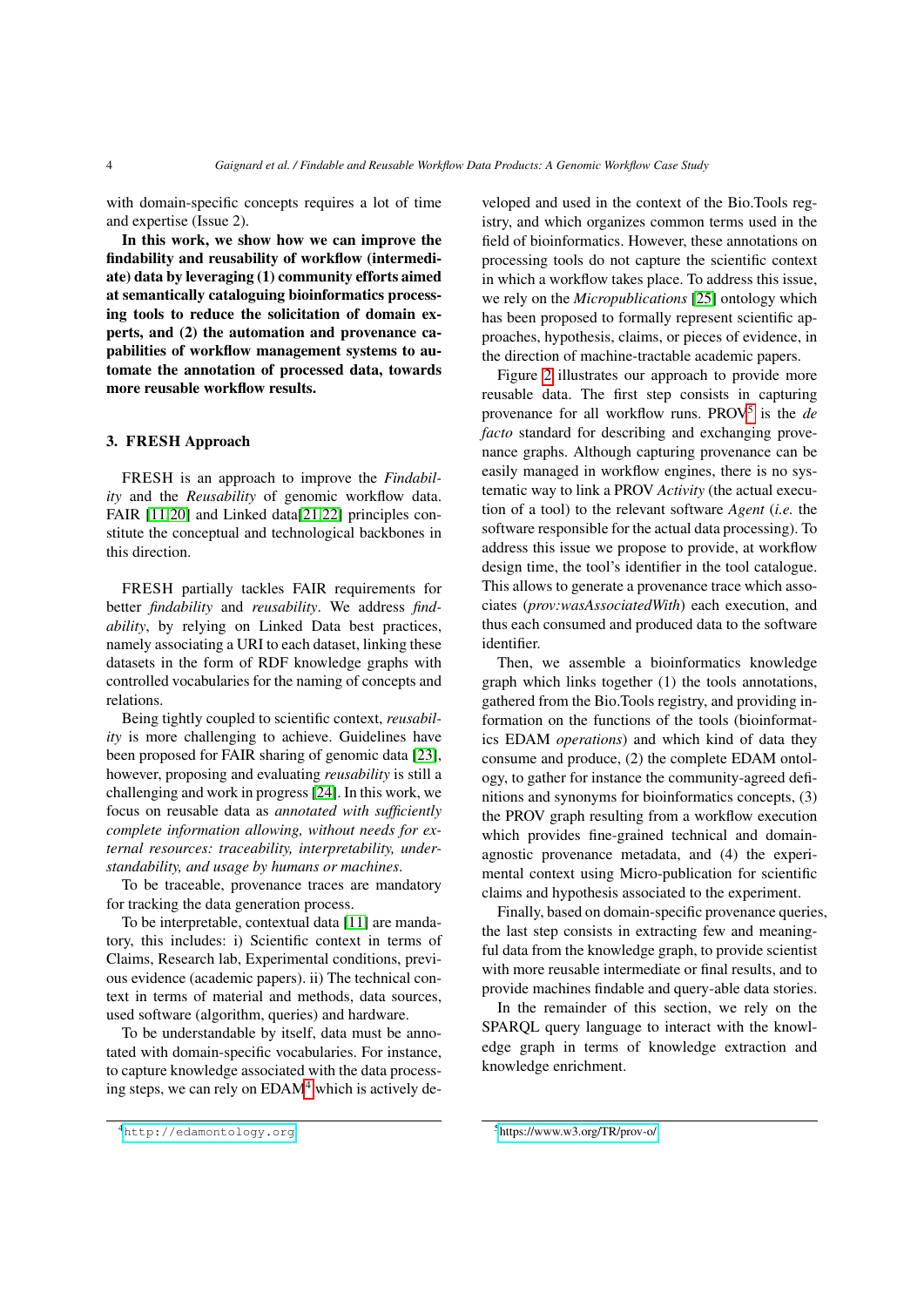with domain-specific concepts requires a lot of time and expertise (Issue 2).

**In this work, we show how we can improve the findability and reusability of workflow (intermediate) data by leveraging (1) community efforts aimed at semantically cataloguing bioinformatics processing tools to reduce the solicitation of domain experts, and (2) the automation and provenance capabilities of workflow management systems to automate the annotation of processed data, towards more reusable workflow results.**

## 3. FRESH Approach

FRESH is an approach to improve the *Findability* and the *Reusability* of genomic workflow data. FAIR [11,20] and Linked data[21,22] principles constitute the conceptual and technological backbones in this direction.

FRESH partially tackles FAIR requirements for better *findability* and *reusability*. We address *findability*, by relying on Linked Data best practices, namely associating a URI to each dataset, linking these datasets in the form of RDF knowledge graphs with controlled vocabularies for the naming of concepts and relations.

Being tightly coupled to scientific context, *reusability* is more challenging to achieve. Guidelines have been proposed for FAIR sharing of genomic data [23], however, proposing and evaluating *reusability* is still a challenging and work in progress [24]. In this work, we focus on reusable data as *annotated with sufficiently complete information allowing, without needs for external resources: traceability, interpretability, understandability, and usage by humans or machines*.

To be traceable, provenance traces are mandatory for tracking the data generation process.

To be interpretable, contextual data [11] are mandatory, this includes: i) Scientific context in terms of Claims, Research lab, Experimental conditions, previous evidence (academic papers). ii) The technical context in terms of material and methods, data sources, used software (algorithm, queries) and hardware.

To be understandable by itself, data must be annotated with domain-specific vocabularies. For instance, to capture knowledge associated with the data processing steps, we can rely on EDAM[4] which is actively developed and used in the context of the Bio.Tools registry, and which organizes common terms used in the field of bioinformatics. However, these annotations on processing tools do not capture the scientific context in which a workflow takes place. To address this issue, we rely on the *Micropublications* [25] ontology which has been proposed to formally represent scientific approaches, hypothesis, claims, or pieces of evidence, in the direction of machine-tractable academic papers.

Figure 2 illustrates our approach to provide more reusable data. The first step consists in capturing provenance for all workflow runs. PROV[5] is the *de facto* standard for describing and exchanging provenance graphs. Although capturing provenance can be easily managed in workflow engines, there is no systematic way to link a PROV *Activity* (the actual execution of a tool) to the relevant software *Agent* (*i.e.* the software responsible for the actual data processing). To address this issue we propose to provide, at workflow design time, the tool's identifier in the tool catalogue. This allows to generate a provenance trace which associates (*prov:wasAssociatedWith*) each execution, and thus each consumed and produced data to the software identifier.

Then, we assemble a bioinformatics knowledge graph which links together (1) the tools annotations, gathered from the Bio.Tools registry, and providing information on the functions of the tools (bioinformatics EDAM *operations*) and which kind of data they consume and produce, (2) the complete EDAM ontology, to gather for instance the community-agreed definitions and synonyms for bioinformatics concepts, (3) the PROV graph resulting from a workflow execution which provides fine-grained technical and domain-agnostic provenance metadata, and (4) the experimental context using Micro-publication for scientific claims and hypothesis associated to the experiment.

Finally, based on domain-specific provenance queries, the last step consists in extracting few and meaningful data from the knowledge graph, to provide scientist with more reusable intermediate or final results, and to provide machines findable and query-able data stories.

In the remainder of this section, we rely on the SPARQL query language to interact with the knowledge graph in terms of knowledge extraction and knowledge enrichment.

[4] http://edamontology.org

[5] https://www.w3.org/TR/prov-o/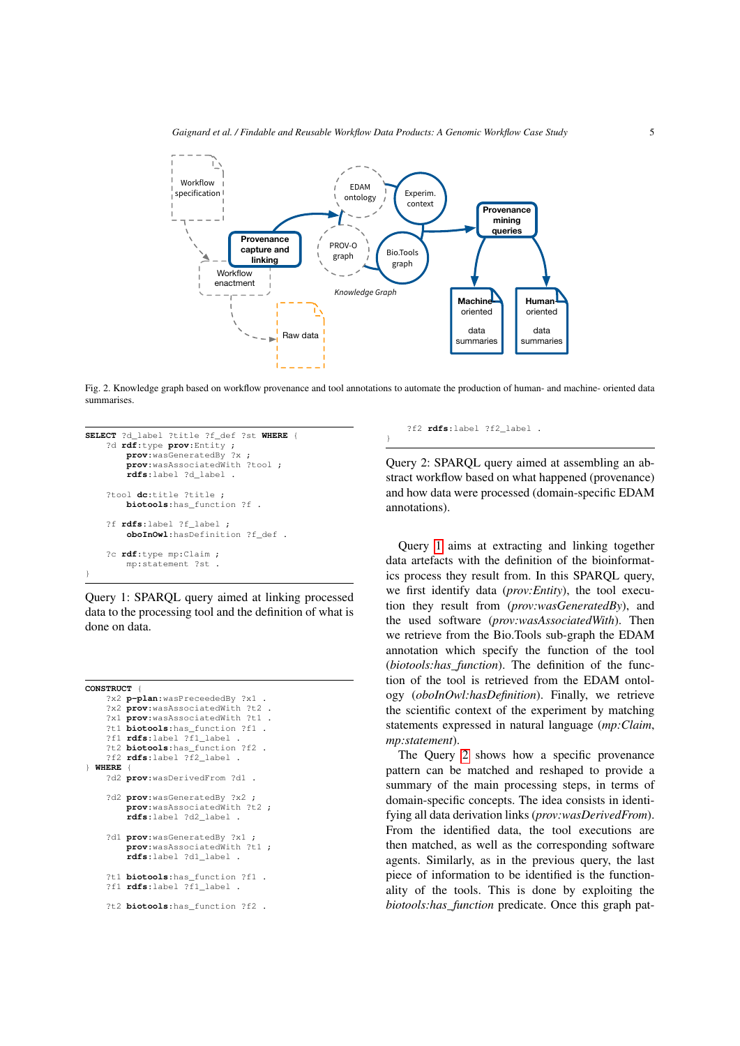Fig. 2. Knowledge graph based on workflow provenance and tool annotations to automate the production of human- and machine- oriented data summarises.

```
SELECT ?d_label ?title ?f_def ?st WHERE {
    ?d rdf:type prov:Entity ;
        prov:wasGeneratedBy ?x ;
        prov:wasAssociatedWith ?tool ;
        rdfs:label ?d_label .

    ?tool dc:title ?title ;
        biotools:has_function ?f .

    ?f rdfs:label ?f_label ;
        oboInOwl:hasDefinition ?f_def .

    ?c rdf:type mp:Claim ;
        mp:statement ?st .
}
```

Query 1: SPARQL query aimed at linking processed data to the processing tool and the definition of what is done on data.

```
CONSTRUCT {
    ?x2 p-plan:wasPreceededBy ?x1 .
    ?x2 prov:wasAssociatedWith ?t2 .
    ?x1 prov:wasAssociatedWith ?t1 .
    ?t1 biotools:has_function ?f1 .
    ?f1 rdfs:label ?f1_label .
    ?t2 biotools:has_function ?f2 .
    ?f2 rdfs:label ?f2_label .
} WHERE {
    ?d2 prov:wasDerivedFrom ?d1 .

    ?d2 prov:wasGeneratedBy ?x2 ;
        prov:wasAssociatedWith ?t2 ;
        rdfs:label ?d2_label .

    ?d1 prov:wasGeneratedBy ?x1 ;
        prov:wasAssociatedWith ?t1 ;
        rdfs:label ?d1_label .

    ?t1 biotools:has_function ?f1 .
    ?f1 rdfs:label ?f1_label .

    ?t2 biotools:has_function ?f2 .
    ?f2 rdfs:label ?f2_label .
}
```

Query 2: SPARQL query aimed at assembling an abstract workflow based on what happened (provenance) and how data were processed (domain-specific EDAM annotations).

Query 1 aims at extracting and linking together data artefacts with the definition of the bioinformatics process they result from. In this SPARQL query, we first identify data (*prov:Entity*), the tool execution they result from (*prov:wasGeneratedBy*), and the used software (*prov:wasAssociatedWith*). Then we retrieve from the Bio.Tools sub-graph the EDAM annotation which specify the function of the tool (*biotools:has_function*). The definition of the function of the tool is retrieved from the EDAM ontology (*oboInOwl:hasDefinition*). Finally, we retrieve the scientific context of the experiment by matching statements expressed in natural language (*mp:Claim*, *mp:statement*).

The Query 2 shows how a specific provenance pattern can be matched and reshaped to provide a summary of the main processing steps, in terms of domain-specific concepts. The idea consists in identifying all data derivation links (*prov:wasDerivedFrom*). From the identified data, the tool executions are then matched, as well as the corresponding software agents. Similarly, as in the previous query, the last piece of information to be identified is the functionality of the tools. This is done by exploiting the *biotools:has_function* predicate. Once this graph pat-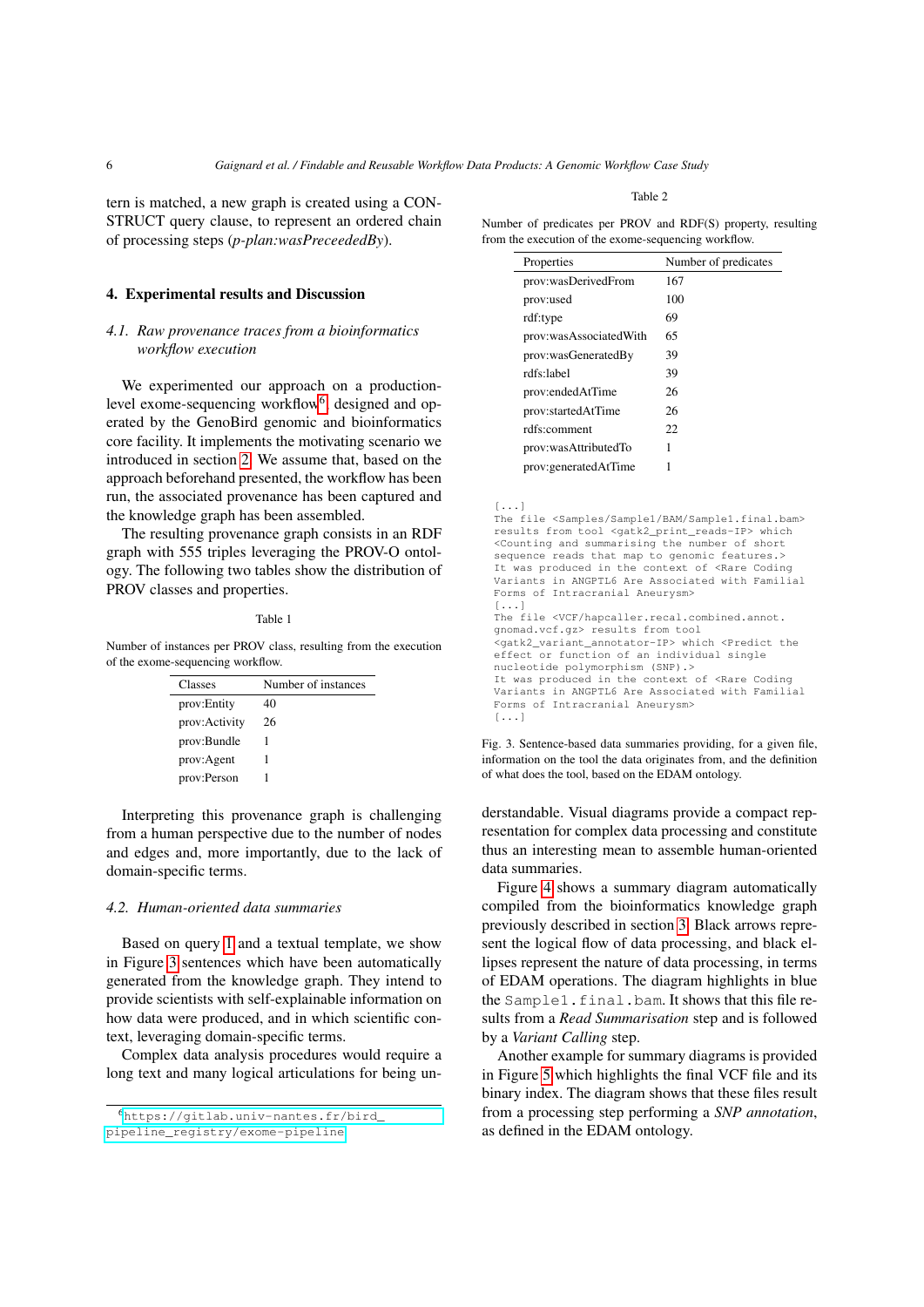tern is matched, a new graph is created using a CONSTRUCT query clause, to represent an ordered chain of processing steps (*p-plan:wasPreceededBy*).

## 4. Experimental results and Discussion

### 4.1. Raw provenance traces from a bioinformatics workflow execution

We experimented our approach on a production-level exome-sequencing workflow[6] designed and operated by the GenoBird genomic and bioinformatics core facility. It implements the motivating scenario we introduced in section 2. We assume that, based on the approach beforehand presented, the workflow has been run, the associated provenance has been captured and the knowledge graph has been assembled.

The resulting provenance graph consists in an RDF graph with 555 triples leveraging the PROV-O ontology. The following two tables show the distribution of PROV classes and properties.

Table 1

Number of instances per PROV class, resulting from the execution of the exome-sequencing workflow.

| Classes | Number of instances |
|---|---|
| prov:Entity | 40 |
| prov:Activity | 26 |
| prov:Bundle | 1 |
| prov:Agent | 1 |
| prov:Person | 1 |

Interpreting this provenance graph is challenging from a human perspective due to the number of nodes and edges and, more importantly, due to the lack of domain-specific terms.

### 4.2. Human-oriented data summaries

Based on query 1 and a textual template, we show in Figure 3 sentences which have been automatically generated from the knowledge graph. They intend to provide scientists with self-explainable information on how data were produced, and in which scientific context, leveraging domain-specific terms.

Complex data analysis procedures would require a long text and many logical articulations for being understandable. Visual diagrams provide a compact representation for complex data processing and constitute thus an interesting mean to assemble human-oriented data summaries.

Figure 4 shows a summary diagram automatically compiled from the bioinformatics knowledge graph previously described in section 3. Black arrows represent the logical flow of data processing, and black ellipses represent the nature of data processing, in terms of EDAM operations. The diagram highlights in blue the `Sample1.final.bam`. It shows that this file results from a *Read Summarisation* step and is followed by a *Variant Calling* step.

Another example for summary diagrams is provided in Figure 5 which highlights the final VCF file and its binary index. The diagram shows that these files result from a processing step performing a *SNP annotation*, as defined in the EDAM ontology.

Table 2

Number of predicates per PROV and RDF(S) property, resulting from the execution of the exome-sequencing workflow.

| Properties | Number of predicates |
|---|---|
| prov:wasDerivedFrom | 167 |
| prov:used | 100 |
| rdf:type | 69 |
| prov:wasAssociatedWith | 65 |
| prov:wasGeneratedBy | 39 |
| rdfs:label | 39 |
| prov:endedAtTime | 26 |
| prov:startedAtTime | 26 |
| rdfs:comment | 22 |
| prov:wasAttributedTo | 1 |
| prov:generatedAtTime | 1 |

```
[...]
The file <Samples/Sample1/BAM/Sample1.final.bam>
results from tool <gatk2_print_reads-IP> which
<Counting and summarising the number of short
sequence reads that map to genomic features.>
It was produced in the context of <Rare Coding
Variants in ANGPTL6 Are Associated with Familial
Forms of Intracranial Aneurysm>
[...]
The file <VCF/hapcaller.recal.combined.annot.
gnomad.vcf.gz> results from tool
<gatk2_variant_annotator-IP> which <Predict the
effect or function of an individual single
nucleotide polymorphism (SNP).>
It was produced in the context of <Rare Coding
Variants in ANGPTL6 Are Associated with Familial
Forms of Intracranial Aneurysm>
[...]
```

Fig. 3. Sentence-based data summaries providing, for a given file, information on the tool the data originates from, and the definition of what does the tool, based on the EDAM ontology.

[6] https://gitlab.univ-nantes.fr/bird_pipeline_registry/exome-pipeline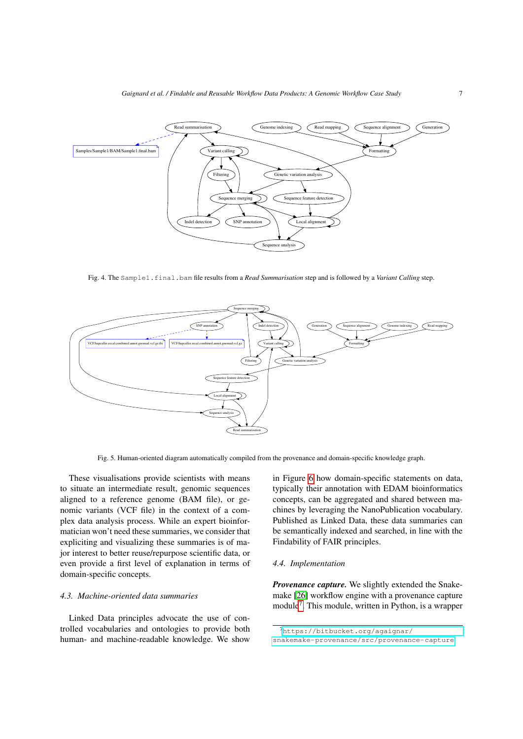Fig. 4. The `Sample1.final.bam` file results from a *Read Summarisation* step and is followed by a *Variant Calling* step.

Fig. 5. Human-oriented diagram automatically compiled from the provenance and domain-specific knowledge graph.

These visualisations provide scientists with means to situate an intermediate result, genomic sequences aligned to a reference genome (BAM file), or genomic variants (VCF file) in the context of a complex data analysis process. While an expert bioinformatician won't need these summaries, we consider that expliciting and visualizing these summaries is of major interest to better reuse/repurpose scientific data, or even provide a first level of explanation in terms of domain-specific concepts.

### 4.3. Machine-oriented data summaries

Linked Data principles advocate the use of controlled vocabularies and ontologies to provide both human- and machine-readable knowledge. We show in Figure 6 how domain-specific statements on data, typically their annotation with EDAM bioinformatics concepts, can be aggregated and shared between machines by leveraging the NanoPublication vocabulary. Published as Linked Data, these data summaries can be semantically indexed and searched, in line with the Findability of FAIR principles.

### 4.4. Implementation

***Provenance capture.*** We slightly extended the Snakemake [26] workflow engine with a provenance capture module[7]. This module, written in Python, is a wrapper

[7] `https://bitbucket.org/agaignar/snakemake-provenance/src/provenance-capture`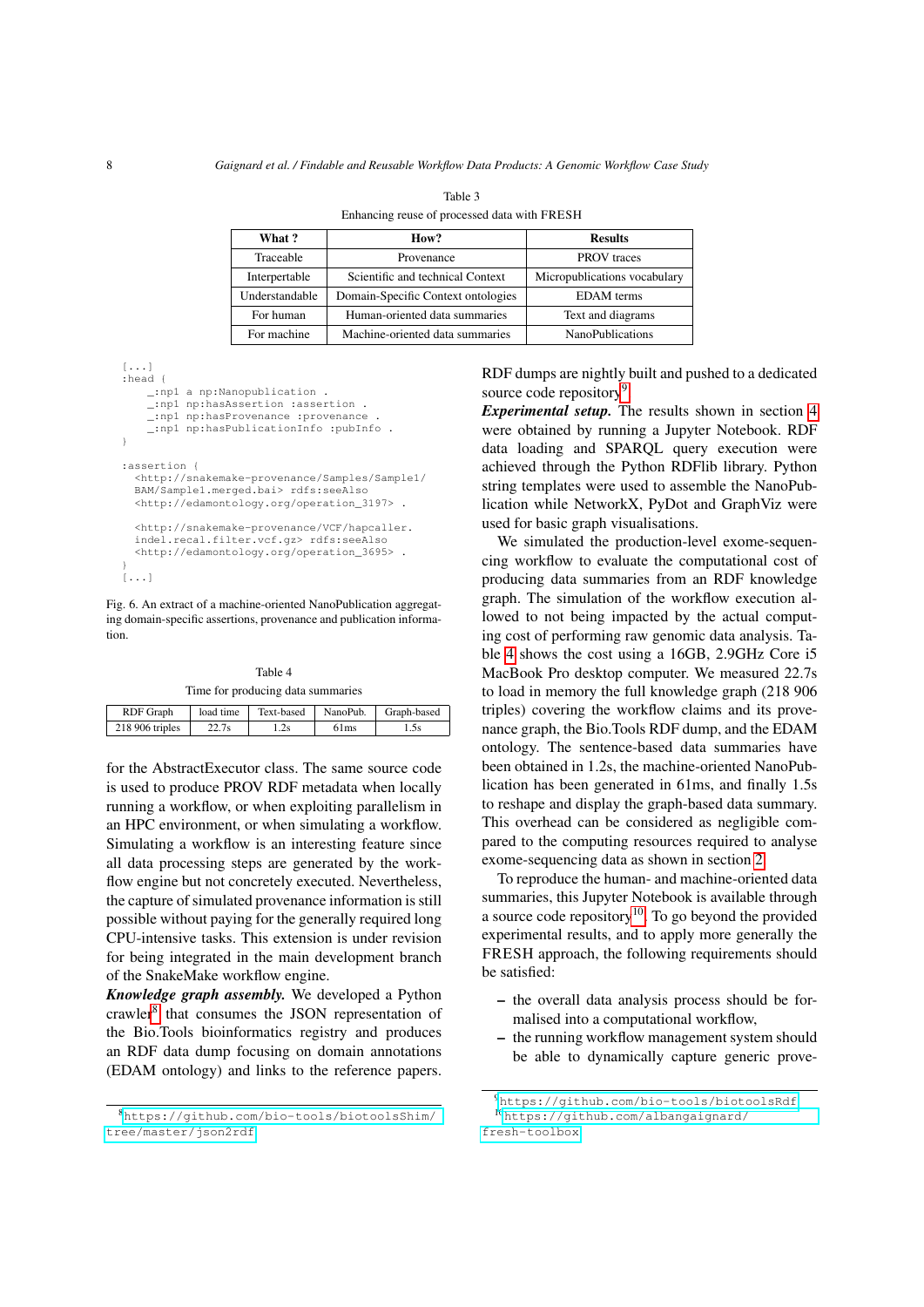Table 3

Enhancing reuse of processed data with FRESH

| What ? | How? | Results |
|---|---|---|
| Traceable | Provenance | PROV traces |
| Interpertable | Scientific and technical Context | Micropublications vocabulary |
| Understandable | Domain-Specific Context ontologies | EDAM terms |
| For human | Human-oriented data summaries | Text and diagrams |
| For machine | Machine-oriented data summaries | NanoPublications |

```
[...]
:head {
    _:np1 a np:Nanopublication .
    _:np1 np:hasAssertion :assertion .
    _:np1 np:hasProvenance :provenance .
    _:np1 np:hasPublicationInfo :pubInfo .
}

:assertion {
  <http://snakemake-provenance/Samples/Sample1/
  BAM/Sample1.merged.bai> rdfs:seeAlso
  <http://edamontology.org/operation_3197> .

  <http://snakemake-provenance/VCF/hapcaller.
  indel.recal.filter.vcf.gz> rdfs:seeAlso
  <http://edamontology.org/operation_3695> .
}
[...]
```

Fig. 6. An extract of a machine-oriented NanoPublication aggregating domain-specific assertions, provenance and publication information.

Table 4

Time for producing data summaries

| RDF Graph | load time | Text-based | NanoPub. | Graph-based |
|---|---|---|---|---|
| 218 906 triples | 22.7s | 1.2s | 61ms | 1.5s |

for the AbstractExecutor class. The same source code is used to produce PROV RDF metadata when locally running a workflow, or when exploiting parallelism in an HPC environment, or when simulating a workflow. Simulating a workflow is an interesting feature since all data processing steps are generated by the workflow engine but not concretely executed. Nevertheless, the capture of simulated provenance information is still possible without paying for the generally required long CPU-intensive tasks. This extension is under revision for being integrated in the main development branch of the SnakeMake workflow engine.

***Knowledge graph assembly.*** We developed a Python crawler[8] that consumes the JSON representation of the Bio.Tools bioinformatics registry and produces an RDF data dump focusing on domain annotations (EDAM ontology) and links to the reference papers. RDF dumps are nightly built and pushed to a dedicated source code repository[9].

***Experimental setup.*** The results shown in section 4 were obtained by running a Jupyter Notebook. RDF data loading and SPARQL query execution were achieved through the Python RDFlib library. Python string templates were used to assemble the NanoPublication while NetworkX, PyDot and GraphViz were used for basic graph visualisations.

We simulated the production-level exome-sequencing workflow to evaluate the computational cost of producing data summaries from an RDF knowledge graph. The simulation of the workflow execution allowed to not being impacted by the actual computing cost of performing raw genomic data analysis. Table 4 shows the cost using a 16GB, 2.9GHz Core i5 MacBook Pro desktop computer. We measured 22.7s to load in memory the full knowledge graph (218 906 triples) covering the workflow claims and its provenance graph, the Bio.Tools RDF dump, and the EDAM ontology. The sentence-based data summaries have been obtained in 1.2s, the machine-oriented NanoPublication has been generated in 61ms, and finally 1.5s to reshape and display the graph-based data summary. This overhead can be considered as negligible compared to the computing resources required to analyse exome-sequencing data as shown in section 2.

To reproduce the human- and machine-oriented data summaries, this Jupyter Notebook is available through a source code repository[10]. To go beyond the provided experimental results, and to apply more generally the FRESH approach, the following requirements should be satisfied:

– the overall data analysis process should be formalised into a computational workflow,
– the running workflow management system should be able to dynamically capture generic prove-

[8] https://github.com/bio-tools/biotoolsShim/tree/master/json2rdf

[9] https://github.com/bio-tools/biotoolsRdf

[10] https://github.com/albangaignard/fresh-toolbox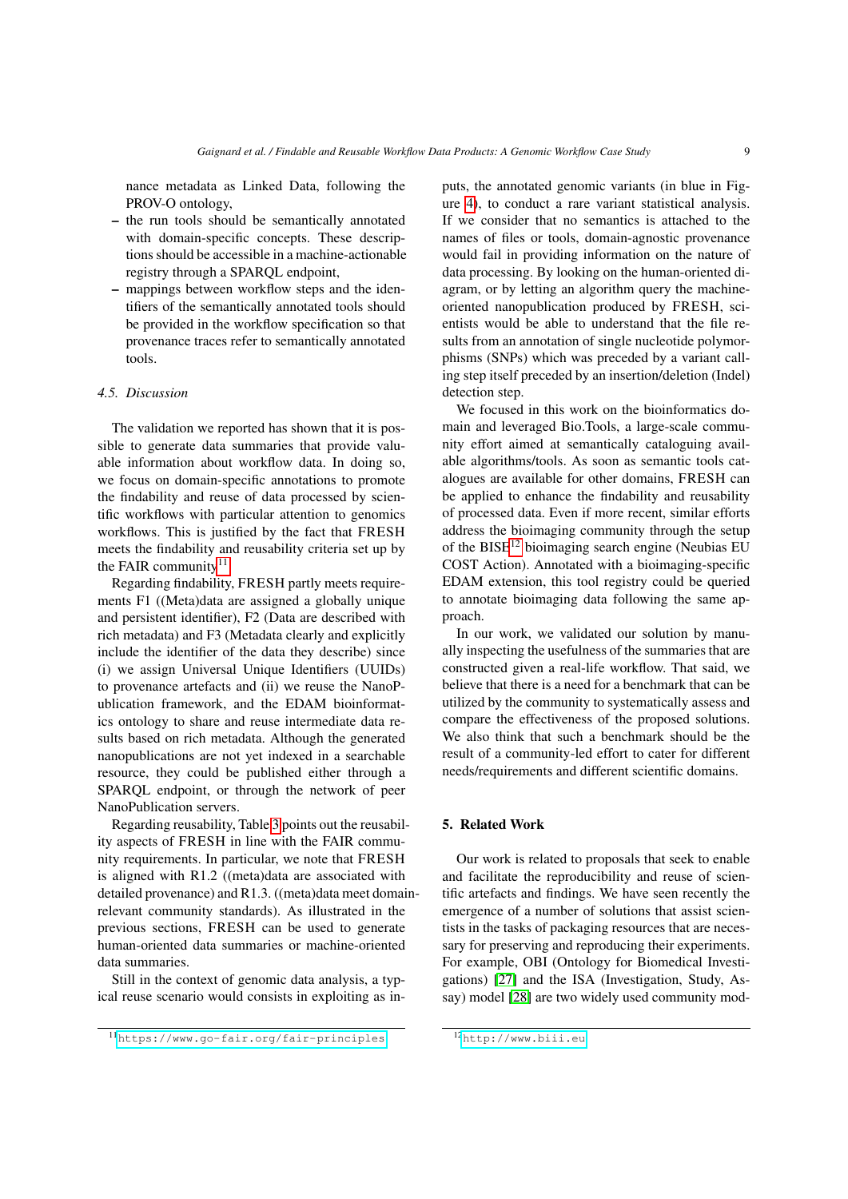nance metadata as Linked Data, following the PROV-O ontology,

- the run tools should be semantically annotated with domain-specific concepts. These descriptions should be accessible in a machine-actionable registry through a SPARQL endpoint,
- mappings between workflow steps and the identifiers of the semantically annotated tools should be provided in the workflow specification so that provenance traces refer to semantically annotated tools.

### 4.5. Discussion

The validation we reported has shown that it is possible to generate data summaries that provide valuable information about workflow data. In doing so, we focus on domain-specific annotations to promote the findability and reuse of data processed by scientific workflows with particular attention to genomics workflows. This is justified by the fact that FRESH meets the findability and reusability criteria set up by the FAIR community[11].

Regarding findability, FRESH partly meets requirements F1 ((Meta)data are assigned a globally unique and persistent identifier), F2 (Data are described with rich metadata) and F3 (Metadata clearly and explicitly include the identifier of the data they describe) since (i) we assign Universal Unique Identifiers (UUIDs) to provenance artefacts and (ii) we reuse the NanoPublication framework, and the EDAM bioinformatics ontology to share and reuse intermediate data results based on rich metadata. Although the generated nanopublications are not yet indexed in a searchable resource, they could be published either through a SPARQL endpoint, or through the network of peer NanoPublication servers.

Regarding reusability, Table 3 points out the reusability aspects of FRESH in line with the FAIR community requirements. In particular, we note that FRESH is aligned with R1.2 ((meta)data are associated with detailed provenance) and R1.3. ((meta)data meet domain-relevant community standards). As illustrated in the previous sections, FRESH can be used to generate human-oriented data summaries or machine-oriented data summaries.

Still in the context of genomic data analysis, a typical reuse scenario would consists in exploiting as inputs, the annotated genomic variants (in blue in Figure 4), to conduct a rare variant statistical analysis. If we consider that no semantics is attached to the names of files or tools, domain-agnostic provenance would fail in providing information on the nature of data processing. By looking on the human-oriented diagram, or by letting an algorithm query the machine-oriented nanopublication produced by FRESH, scientists would be able to understand that the file results from an annotation of single nucleotide polymorphisms (SNPs) which was preceded by a variant calling step itself preceded by an insertion/deletion (Indel) detection step.

We focused in this work on the bioinformatics domain and leveraged Bio.Tools, a large-scale community effort aimed at semantically cataloguing available algorithms/tools. As soon as semantic tools catalogues are available for other domains, FRESH can be applied to enhance the findability and reusability of processed data. Even if more recent, similar efforts address the bioimaging community through the setup of the BISE[12] bioimaging search engine (Neubias EU COST Action). Annotated with a bioimaging-specific EDAM extension, this tool registry could be queried to annotate bioimaging data following the same approach.

In our work, we validated our solution by manually inspecting the usefulness of the summaries that are constructed given a real-life workflow. That said, we believe that there is a need for a benchmark that can be utilized by the community to systematically assess and compare the effectiveness of the proposed solutions. We also think that such a benchmark should be the result of a community-led effort to cater for different needs/requirements and different scientific domains.

## 5. Related Work

Our work is related to proposals that seek to enable and facilitate the reproducibility and reuse of scientific artefacts and findings. We have seen recently the emergence of a number of solutions that assist scientists in the tasks of packaging resources that are necessary for preserving and reproducing their experiments. For example, OBI (Ontology for Biomedical Investigations) [27] and the ISA (Investigation, Study, Assay) model [28] are two widely used community mod-

[11] https://www.go-fair.org/fair-principles

[12] http://www.biii.eu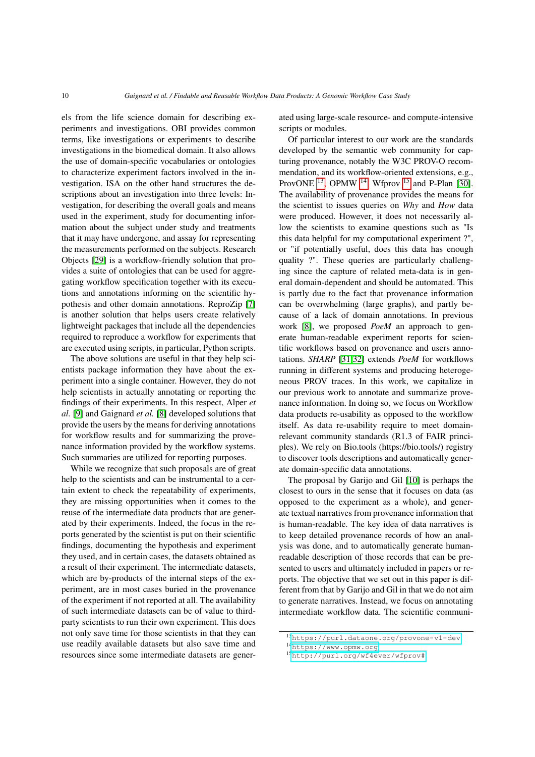els from the life science domain for describing experiments and investigations. OBI provides common terms, like investigations or experiments to describe investigations in the biomedical domain. It also allows the use of domain-specific vocabularies or ontologies to characterize experiment factors involved in the investigation. ISA on the other hand structures the descriptions about an investigation into three levels: Investigation, for describing the overall goals and means used in the experiment, study for documenting information about the subject under study and treatments that it may have undergone, and assay for representing the measurements performed on the subjects. Research Objects [29] is a workflow-friendly solution that provides a suite of ontologies that can be used for aggregating workflow specification together with its executions and annotations informing on the scientific hypothesis and other domain annotations. ReproZip [7] is another solution that helps users create relatively lightweight packages that include all the dependencies required to reproduce a workflow for experiments that are executed using scripts, in particular, Python scripts.

The above solutions are useful in that they help scientists package information they have about the experiment into a single container. However, they do not help scientists in actually annotating or reporting the findings of their experiments. In this respect, Alper *et al.* [9] and Gaignard *et al.* [8] developed solutions that provide the users by the means for deriving annotations for workflow results and for summarizing the provenance information provided by the workflow systems. Such summaries are utilized for reporting purposes.

While we recognize that such proposals are of great help to the scientists and can be instrumental to a certain extent to check the repeatability of experiments, they are missing opportunities when it comes to the reuse of the intermediate data products that are generated by their experiments. Indeed, the focus in the reports generated by the scientist is put on their scientific findings, documenting the hypothesis and experiment they used, and in certain cases, the datasets obtained as a result of their experiment. The intermediate datasets, which are by-products of the internal steps of the experiment, are in most cases buried in the provenance of the experiment if not reported at all. The availability of such intermediate datasets can be of value to third-party scientists to run their own experiment. This does not only save time for those scientists in that they can use readily available datasets but also save time and resources since some intermediate datasets are generated using large-scale resource- and compute-intensive scripts or modules.

Of particular interest to our work are the standards developed by the semantic web community for capturing provenance, notably the W3C PROV-O recommendation, and its workflow-oriented extensions, e.g., ProvONE [13], OPMW [14], Wfprov [15] and P-Plan [30]. The availability of provenance provides the means for the scientist to issues queries on *Why* and *How* data were produced. However, it does not necessarily allow the scientists to examine questions such as "Is this data helpful for my computational experiment ?", or "if potentially useful, does this data has enough quality ?". These queries are particularly challenging since the capture of related meta-data is in general domain-dependent and should be automated. This is partly due to the fact that provenance information can be overwhelming (large graphs), and partly because of a lack of domain annotations. In previous work [8], we proposed *PoeM* an approach to generate human-readable experiment reports for scientific workflows based on provenance and users annotations. *SHARP* [31,32] extends *PoeM* for workflows running in different systems and producing heterogeneous PROV traces. In this work, we capitalize in our previous work to annotate and summarize provenance information. In doing so, we focus on Workflow data products re-usability as opposed to the workflow itself. As data re-usability require to meet domain-relevant community standards (R1.3 of FAIR principles). We rely on Bio.tools (https://bio.tools/) registry to discover tools descriptions and automatically generate domain-specific data annotations.

The proposal by Garijo and Gil [10] is perhaps the closest to ours in the sense that it focuses on data (as opposed to the experiment as a whole), and generate textual narratives from provenance information that is human-readable. The key idea of data narratives is to keep detailed provenance records of how an analysis was done, and to automatically generate human-readable description of those records that can be presented to users and ultimately included in papers or reports. The objective that we set out in this paper is different from that by Garijo and Gil in that we do not aim to generate narratives. Instead, we focus on annotating intermediate workflow data. The scientific communi-

[13] https://purl.dataone.org/provone-v1-dev

[14] https://www.opmw.org

[15] http://purl.org/wf4ever/wfprov#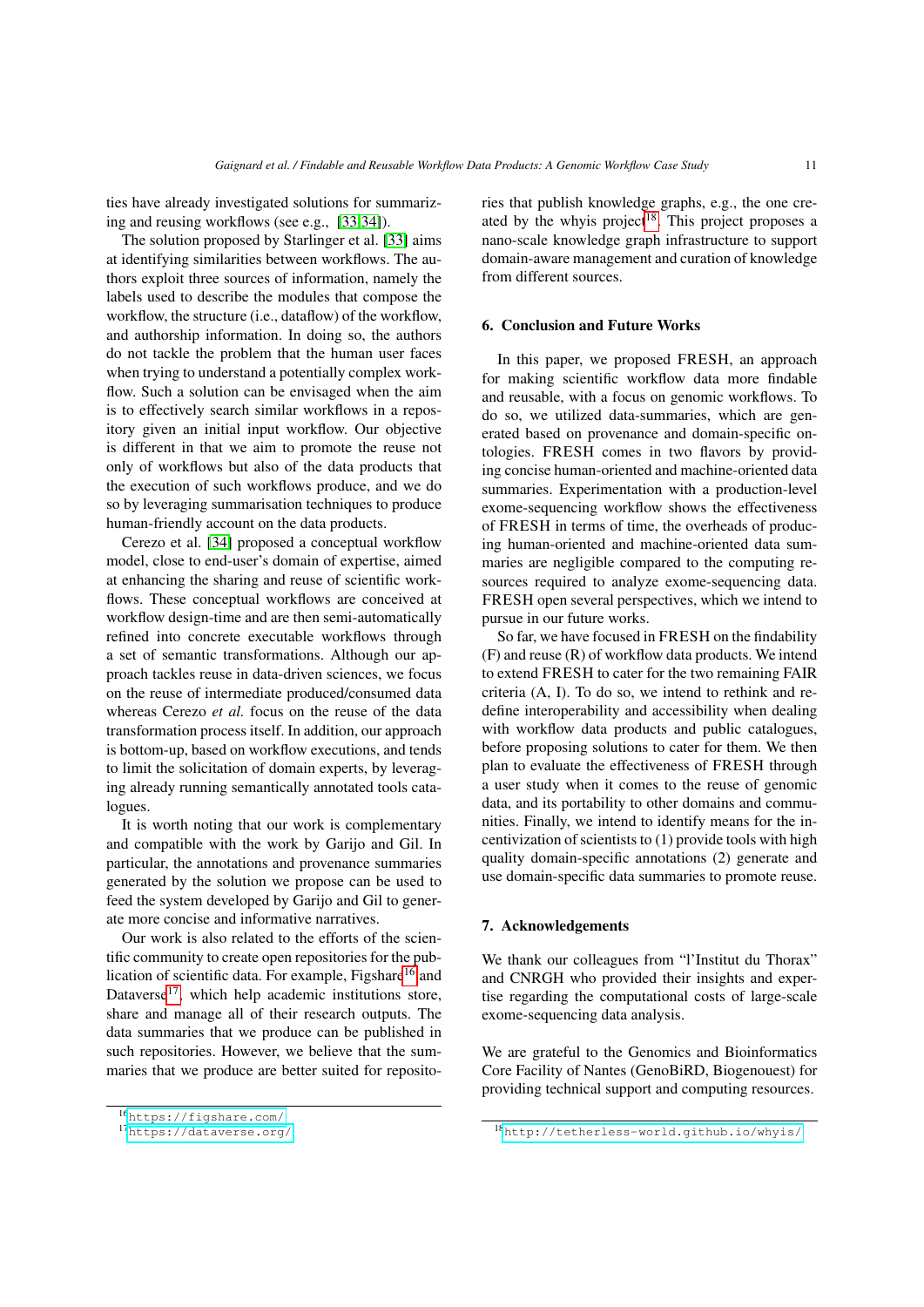ties have already investigated solutions for summarizing and reusing workflows (see e.g., [33,34]).

The solution proposed by Starlinger et al. [33] aims at identifying similarities between workflows. The authors exploit three sources of information, namely the labels used to describe the modules that compose the workflow, the structure (i.e., dataflow) of the workflow, and authorship information. In doing so, the authors do not tackle the problem that the human user faces when trying to understand a potentially complex workflow. Such a solution can be envisaged when the aim is to effectively search similar workflows in a repository given an initial input workflow. Our objective is different in that we aim to promote the reuse not only of workflows but also of the data products that the execution of such workflows produce, and we do so by leveraging summarisation techniques to produce human-friendly account on the data products.

Cerezo et al. [34] proposed a conceptual workflow model, close to end-user's domain of expertise, aimed at enhancing the sharing and reuse of scientific workflows. These conceptual workflows are conceived at workflow design-time and are then semi-automatically refined into concrete executable workflows through a set of semantic transformations. Although our approach tackles reuse in data-driven sciences, we focus on the reuse of intermediate produced/consumed data whereas Cerezo *et al.* focus on the reuse of the data transformation process itself. In addition, our approach is bottom-up, based on workflow executions, and tends to limit the solicitation of domain experts, by leveraging already running semantically annotated tools catalogues.

It is worth noting that our work is complementary and compatible with the work by Garijo and Gil. In particular, the annotations and provenance summaries generated by the solution we propose can be used to feed the system developed by Garijo and Gil to generate more concise and informative narratives.

Our work is also related to the efforts of the scientific community to create open repositories for the publication of scientific data. For example, Figshare[16] and Dataverse[17], which help academic institutions store, share and manage all of their research outputs. The data summaries that we produce can be published in such repositories. However, we believe that the summaries that we produce are better suited for repositories that publish knowledge graphs, e.g., the one created by the whyis project[18]. This project proposes a nano-scale knowledge graph infrastructure to support domain-aware management and curation of knowledge from different sources.

## 6. Conclusion and Future Works

In this paper, we proposed FRESH, an approach for making scientific workflow data more findable and reusable, with a focus on genomic workflows. To do so, we utilized data-summaries, which are generated based on provenance and domain-specific ontologies. FRESH comes in two flavors by providing concise human-oriented and machine-oriented data summaries. Experimentation with a production-level exome-sequencing workflow shows the effectiveness of FRESH in terms of time, the overheads of producing human-oriented and machine-oriented data summaries are negligible compared to the computing resources required to analyze exome-sequencing data. FRESH open several perspectives, which we intend to pursue in our future works.

So far, we have focused in FRESH on the findability (F) and reuse (R) of workflow data products. We intend to extend FRESH to cater for the two remaining FAIR criteria (A, I). To do so, we intend to rethink and redefine interoperability and accessibility when dealing with workflow data products and public catalogues, before proposing solutions to cater for them. We then plan to evaluate the effectiveness of FRESH through a user study when it comes to the reuse of genomic data, and its portability to other domains and communities. Finally, we intend to identify means for the incentivization of scientists to (1) provide tools with high quality domain-specific annotations (2) generate and use domain-specific data summaries to promote reuse.

## 7. Acknowledgements

We thank our colleagues from "l'Institut du Thorax" and CNRGH who provided their insights and expertise regarding the computational costs of large-scale exome-sequencing data analysis.

We are grateful to the Genomics and Bioinformatics Core Facility of Nantes (GenoBiRD, Biogenouest) for providing technical support and computing resources.

---

[16] https://figshare.com/

[17] https://dataverse.org/

[18] http://tetherless-world.github.io/whyis/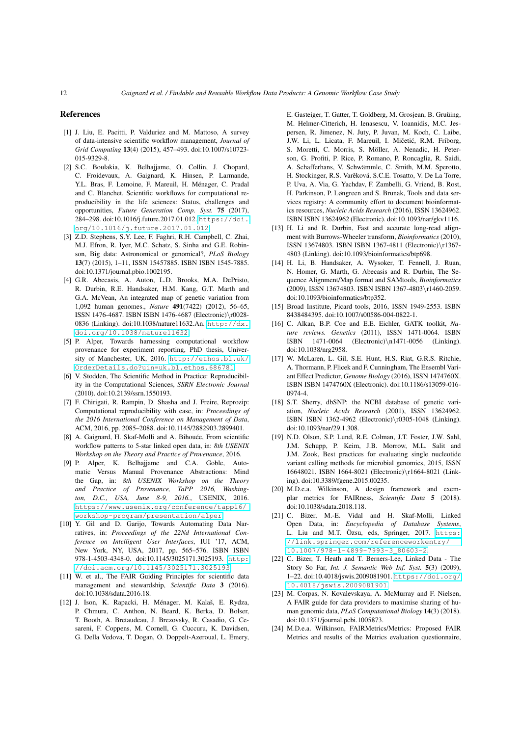## References

[1] J. Liu, E. Pacitti, P. Valduriez and M. Mattoso, A survey of data-intensive scientific workflow management, *Journal of Grid Computing* **13**(4) (2015), 457–493. doi:10.1007/s10723-015-9329-8.

[2] S.C. Boulakia, K. Belhajjame, O. Collin, J. Chopard, C. Froidevaux, A. Gaignard, K. Hinsen, P. Larmande, Y.L. Bras, F. Lemoine, F. Mareuil, H. Ménager, C. Pradal and C. Blanchet, Scientific workflows for computational reproducibility in the life sciences: Status, challenges and opportunities, *Future Generation Comp. Syst.* **75** (2017), 284–298. doi:10.1016/j.future.2017.01.012. https://doi.org/10.1016/j.future.2017.01.012

[3] Z.D. Stephens, S.Y. Lee, F. Faghri, R.H. Campbell, C. Zhai, M.J. Efron, R. Iyer, M.C. Schatz, S. Sinha and G.E. Robinson, Big data: Astronomical or genomical?, *PLoS Biology* **13**(7) (2015), 1–11, ISSN 15457885. ISBN ISBN 1545-7885. doi:10.1371/journal.pbio.1002195.

[4] G.R. Abecasis, A. Auton, L.D. Brooks, M.A. DePristo, R. Durbin, R.E. Handsaker, H.M. Kang, G.T. Marth and G.A. McVean, An integrated map of genetic variation from 1,092 human genomes., *Nature* **491**(7422) (2012), 56–65, ISSN 1476-4687. ISBN ISBN 1476-4687 (Electronic)\r0028-0836 (Linking). doi:10.1038/nature11632.An. http://dx.doi.org/10.1038/nature11632

[5] P. Alper, Towards harnessing computational workflow provenance for experiment reporting, PhD thesis, University of Manchester, UK, 2016. http://ethos.bl.uk/OrderDetails.do?uin=uk.bl.ethos.686781

[6] V. Stodden, The Scientific Method in Practice: Reproducibility in the Computational Sciences, *SSRN Electronic Journal* (2010). doi:10.2139/ssrn.1550193.

[7] F. Chirigati, R. Rampin, D. Shasha and J. Freire, Reprozip: Computational reproducibility with ease, in: *Proceedings of the 2016 International Conference on Management of Data*, ACM, 2016, pp. 2085–2088. doi:10.1145/2882903.2899401.

[8] A. Gaignard, H. Skaf-Molli and A. Bihouée, From scientific workflow patterns to 5-star linked open data, in: *8th USENIX Workshop on the Theory and Practice of Provenance*, 2016.

[9] P. Alper, K. Belhajjame and C.A. Goble, Automatic Versus Manual Provenance Abstractions: Mind the Gap, in: *8th USENIX Workshop on the Theory and Practice of Provenance, TaPP 2016, Washington, D.C., USA, June 8-9, 2016.*, USENIX, 2016. https://www.usenix.org/conference/tapp16/workshop-program/presentation/alper

[10] Y. Gil and D. Garijo, Towards Automating Data Narratives, in: *Proceedings of the 22Nd International Conference on Intelligent User Interfaces*, IUI '17, ACM, New York, NY, USA, 2017, pp. 565–576. ISBN ISBN 978-1-4503-4348-0. doi:10.1145/3025171.3025193. http://doi.acm.org/10.1145/3025171.3025193

[11] W. et al., The FAIR Guiding Principles for scientific data management and stewardship, *Scientific Data* **3** (2016). doi:10.1038/sdata.2016.18.

[12] J. Ison, K. Rapacki, H. Ménager, M. Kalaš, E. Rydza, P. Chmura, C. Anthon, N. Beard, K. Berka, D. Bolser, T. Booth, A. Bretaudeau, J. Brezovsky, R. Casadio, G. Cesareni, F. Coppens, M. Cornell, G. Cuccuru, K. Davidsen, G. Della Vedova, T. Dogan, O. Doppelt-Azeroual, L. Emery, E. Gasteiger, T. Gatter, T. Goldberg, M. Grosjean, B. Gruüing, M. Helmer-Citterich, H. Ienasescu, V. Ioannidis, M.C. Jespersen, R. Jimenez, N. Juty, P. Juvan, M. Koch, C. Laibe, J.W. Li, L. Licata, F. Mareuil, I. Mičetić, R.M. Friborg, S. Moretti, C. Morris, S. Möller, A. Nenadic, H. Peterson, G. Profiti, P. Rice, P. Romano, P. Roncaglia, R. Saidi, A. Schafferhans, V. Schwämmle, C. Smith, M.M. Sperotto, H. Stockinger, R.S. Vařeková, S.C.E. Tosatto, V. De La Torre, P. Uva, A. Via, G. Yachdav, F. Zambelli, G. Vriend, B. Rost, H. Parkinson, P. Løngreen and S. Brunak, Tools and data services registry: A community effort to document bioinformatics resources, *Nucleic Acids Research* (2016), ISSN 13624962. ISBN ISBN 13624962 (Electronic). doi:10.1093/nar/gkv1116.

[13] H. Li and R. Durbin, Fast and accurate long-read alignment with Burrows-Wheeler transform, *Bioinformatics* (2010), ISSN 13674803. ISBN ISBN 1367-4811 (Electronic)\r1367-4803 (Linking). doi:10.1093/bioinformatics/btp698.

[14] H. Li, B. Handsaker, A. Wysoker, T. Fennell, J. Ruan, N. Homer, G. Marth, G. Abecasis and R. Durbin, The Sequence Alignment/Map format and SAMtools, *Bioinformatics* (2009), ISSN 13674803. ISBN ISBN 1367-4803\r1460-2059. doi:10.1093/bioinformatics/btp352.

[15] Broad Institute, Picard tools, 2016, ISSN 1949-2553. ISBN 8438484395. doi:10.1007/s00586-004-0822-1.

[16] C. Alkan, B.P. Coe and E.E. Eichler, GATK toolkit, *Nature reviews. Genetics* (2011), ISSN 1471-0064. ISBN ISBN 1471-0064 (Electronic)\n1471-0056 (Linking). doi:10.1038/nrg2958.

[17] W. McLaren, L. Gil, S.E. Hunt, H.S. Riat, G.R.S. Ritchie, A. Thormann, P. Flicek and F. Cunningham, The Ensembl Variant Effect Predictor, *Genome Biology* (2016), ISSN 1474760X. ISBN ISBN 1474760X (Electronic). doi:10.1186/s13059-016-0974-4.

[18] S.T. Sherry, dbSNP: the NCBI database of genetic variation, *Nucleic Acids Research* (2001), ISSN 13624962. ISBN ISBN 1362-4962 (Electronic)\r0305-1048 (Linking). doi:10.1093/nar/29.1.308.

[19] N.D. Olson, S.P. Lund, R.E. Colman, J.T. Foster, J.W. Sahl, J.M. Schupp, P. Keim, J.B. Morrow, M.L. Salit and J.M. Zook, Best practices for evaluating single nucleotide variant calling methods for microbial genomics, 2015, ISSN 16648021. ISBN 1664-8021 (Electronic)\r1664-8021 (Linking). doi:10.3389/fgene.2015.00235.

[20] M.D.e.a. Wilkinson, A design framework and exemplar metrics for FAIRness, *Scientific Data* **5** (2018). doi:10.1038/sdata.2018.118.

[21] C. Bizer, M.-E. Vidal and H. Skaf-Molli, Linked Open Data, in: *Encyclopedia of Database Systems*, L. Liu and M.T. Özsu, eds, Springer, 2017. https://link.springer.com/referenceworkentry/10.1007/978-1-4899-7993-3_80603-2

[22] C. Bizer, T. Heath and T. Berners-Lee, Linked Data - The Story So Far, *Int. J. Semantic Web Inf. Syst.* **5**(3) (2009), 1–22. doi:10.4018/jswis.2009081901. https://doi.org/10.4018/jswis.2009081901

[23] M. Corpas, N. Kovalevskaya, A. McMurray and F. Nielsen, A FAIR guide for data providers to maximise sharing of human genomic data, *PLoS Computational Biology* **14**(3) (2018). doi:10.1371/journal.pcbi.1005873.

[24] M.D.e.a. Wilkinson, FAIRMetrics/Metrics: Proposed FAIR Metrics and results of the Metrics evaluation questionnaire,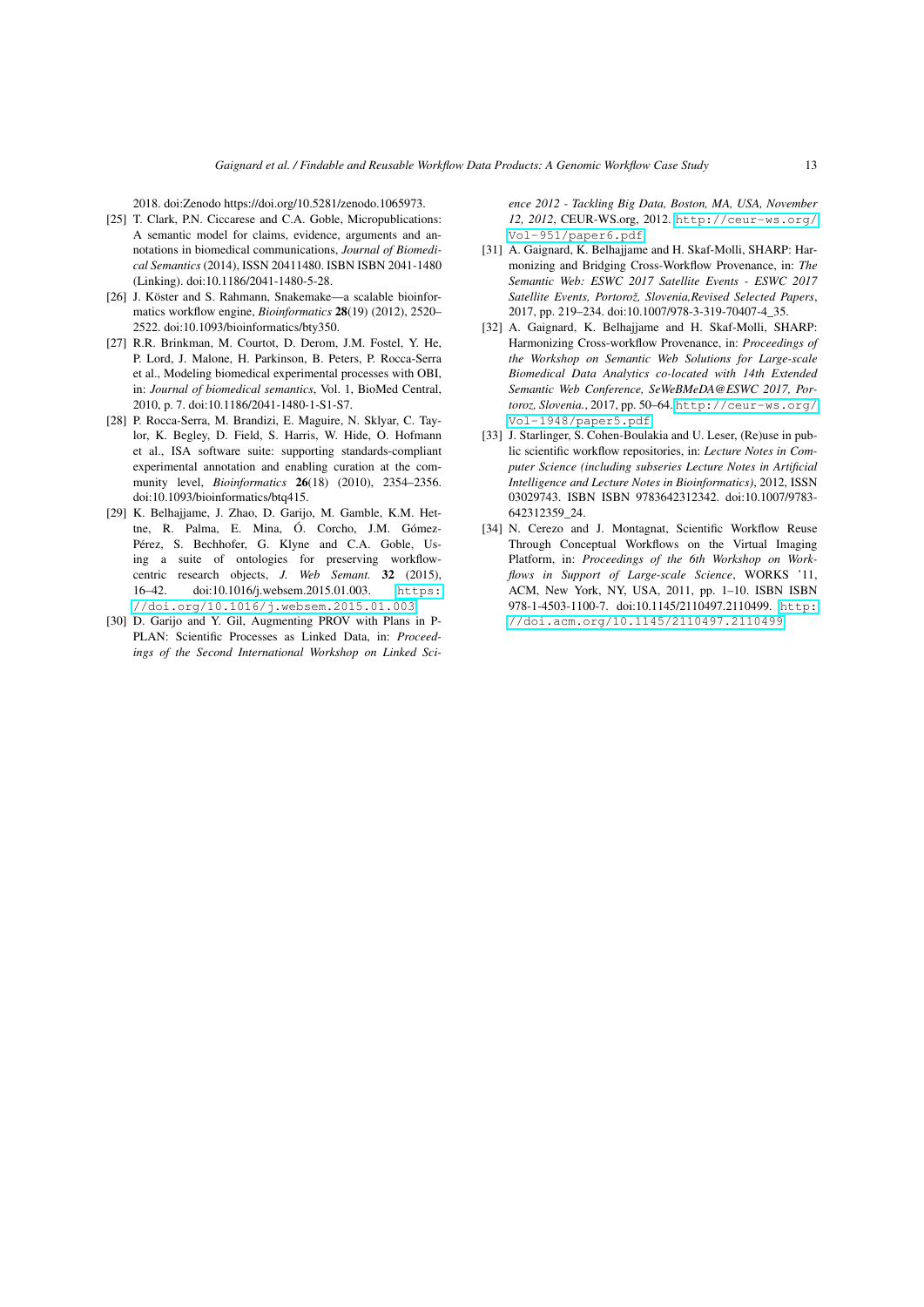2018. doi:Zenodo https://doi.org/10.5281/zenodo.1065973.

[25] T. Clark, P.N. Ciccarese and C.A. Goble, Micropublications: A semantic model for claims, evidence, arguments and annotations in biomedical communications, *Journal of Biomedical Semantics* (2014), ISSN 20411480. ISBN ISBN 2041-1480 (Linking). doi:10.1186/2041-1480-5-28.

[26] J. Köster and S. Rahmann, Snakemake—a scalable bioinformatics workflow engine, *Bioinformatics* **28**(19) (2012), 2520–2522. doi:10.1093/bioinformatics/bty350.

[27] R.R. Brinkman, M. Courtot, D. Derom, J.M. Fostel, Y. He, P. Lord, J. Malone, H. Parkinson, B. Peters, P. Rocca-Serra et al., Modeling biomedical experimental processes with OBI, in: *Journal of biomedical semantics*, Vol. 1, BioMed Central, 2010, p. 7. doi:10.1186/2041-1480-1-S1-S7.

[28] P. Rocca-Serra, M. Brandizi, E. Maguire, N. Sklyar, C. Taylor, K. Begley, D. Field, S. Harris, W. Hide, O. Hofmann et al., ISA software suite: supporting standards-compliant experimental annotation and enabling curation at the community level, *Bioinformatics* **26**(18) (2010), 2354–2356. doi:10.1093/bioinformatics/btq415.

[29] K. Belhajjame, J. Zhao, D. Garijo, M. Gamble, K.M. Hettne, R. Palma, E. Mina, Ó. Corcho, J.M. Gómez-Pérez, S. Bechhofer, G. Klyne and C.A. Goble, Using a suite of ontologies for preserving workflow-centric research objects, *J. Web Semant.* **32** (2015), 16–42. doi:10.1016/j.websem.2015.01.003. https://doi.org/10.1016/j.websem.2015.01.003.

[30] D. Garijo and Y. Gil, Augmenting PROV with Plans in P-PLAN: Scientific Processes as Linked Data, in: *Proceedings of the Second International Workshop on Linked Science 2012 - Tackling Big Data, Boston, MA, USA, November 12, 2012*, CEUR-WS.org, 2012. http://ceur-ws.org/Vol-951/paper6.pdf.

[31] A. Gaignard, K. Belhajjame and H. Skaf-Molli, SHARP: Harmonizing and Bridging Cross-Workflow Provenance, in: *The Semantic Web: ESWC 2017 Satellite Events - ESWC 2017 Satellite Events, Portorož, Slovenia,Revised Selected Papers*, 2017, pp. 219–234. doi:10.1007/978-3-319-70407-4_35.

[32] A. Gaignard, K. Belhajjame and H. Skaf-Molli, SHARP: Harmonizing Cross-workflow Provenance, in: *Proceedings of the Workshop on Semantic Web Solutions for Large-scale Biomedical Data Analytics co-located with 14th Extended Semantic Web Conference, SeWeBMeDA@ESWC 2017, Portoroz, Slovenia.*, 2017, pp. 50–64. http://ceur-ws.org/Vol-1948/paper5.pdf.

[33] J. Starlinger, S. Cohen-Boulakia and U. Leser, (Re)use in public scientific workflow repositories, in: *Lecture Notes in Computer Science (including subseries Lecture Notes in Artificial Intelligence and Lecture Notes in Bioinformatics)*, 2012, ISSN 03029743. ISBN ISBN 9783642312342. doi:10.1007/9783-642312359_24.

[34] N. Cerezo and J. Montagnat, Scientific Workflow Reuse Through Conceptual Workflows on the Virtual Imaging Platform, in: *Proceedings of the 6th Workshop on Workflows in Support of Large-scale Science*, WORKS '11, ACM, New York, NY, USA, 2011, pp. 1–10. ISBN ISBN 978-1-4503-1100-7. doi:10.1145/2110497.2110499. http://doi.acm.org/10.1145/2110497.2110499.